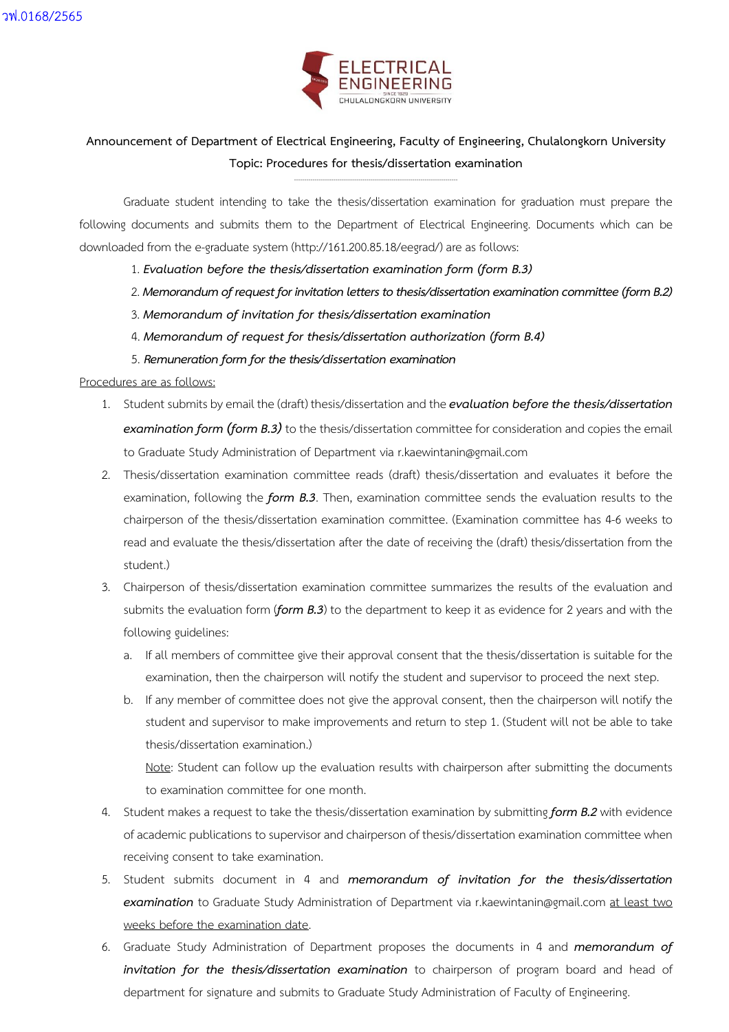วฟ.0168/2565

ELECTRICAL ENGINEERING
SINCE 1929
CHULALONGKORN UNIVERSITY

**Announcement of Department of Electrical Engineering, Faculty of Engineering, Chulalongkorn University**

**Topic: Procedures for thesis/dissertation examination**

Graduate student intending to take the thesis/dissertation examination for graduation must prepare the following documents and submits them to the Department of Electrical Engineering. Documents which can be downloaded from the e-graduate system (http://161.200.85.18/eegrad/) are as follows:

1. ***Evaluation before the thesis/dissertation examination form (form B.3)***
2. ***Memorandum of request for invitation letters to thesis/dissertation examination committee (form B.2)***
3. ***Memorandum of invitation for thesis/dissertation examination***
4. ***Memorandum of request for thesis/dissertation authorization (form B.4)***
5. ***Remuneration form for the thesis/dissertation examination***

<u>Procedures are as follows:</u>

1. Student submits by email the (draft) thesis/dissertation and the ***evaluation before the thesis/dissertation examination form (form B.3)*** to the thesis/dissertation committee for consideration and copies the email to Graduate Study Administration of Department via r.kaewintanin@gmail.com
2. Thesis/dissertation examination committee reads (draft) thesis/dissertation and evaluates it before the examination, following the ***form B.3***. Then, examination committee sends the evaluation results to the chairperson of the thesis/dissertation examination committee. (Examination committee has 4-6 weeks to read and evaluate the thesis/dissertation after the date of receiving the (draft) thesis/dissertation from the student.)
3. Chairperson of thesis/dissertation examination committee summarizes the results of the evaluation and submits the evaluation form (***form B.3***) to the department to keep it as evidence for 2 years and with the following guidelines:
   a. If all members of committee give their approval consent that the thesis/dissertation is suitable for the examination, then the chairperson will notify the student and supervisor to proceed the next step.
   b. If any member of committee does not give the approval consent, then the chairperson will notify the student and supervisor to make improvements and return to step 1. (Student will not be able to take thesis/dissertation examination.)

      <u>Note</u>: Student can follow up the evaluation results with chairperson after submitting the documents to examination committee for one month.
4. Student makes a request to take the thesis/dissertation examination by submitting ***form B.2*** with evidence of academic publications to supervisor and chairperson of thesis/dissertation examination committee when receiving consent to take examination.
5. Student submits document in 4 and ***memorandum of invitation for the thesis/dissertation examination*** to Graduate Study Administration of Department via r.kaewintanin@gmail.com <u>at least two weeks before the examination date</u>.
6. Graduate Study Administration of Department proposes the documents in 4 and ***memorandum of invitation for the thesis/dissertation examination*** to chairperson of program board and head of department for signature and submits to Graduate Study Administration of Faculty of Engineering.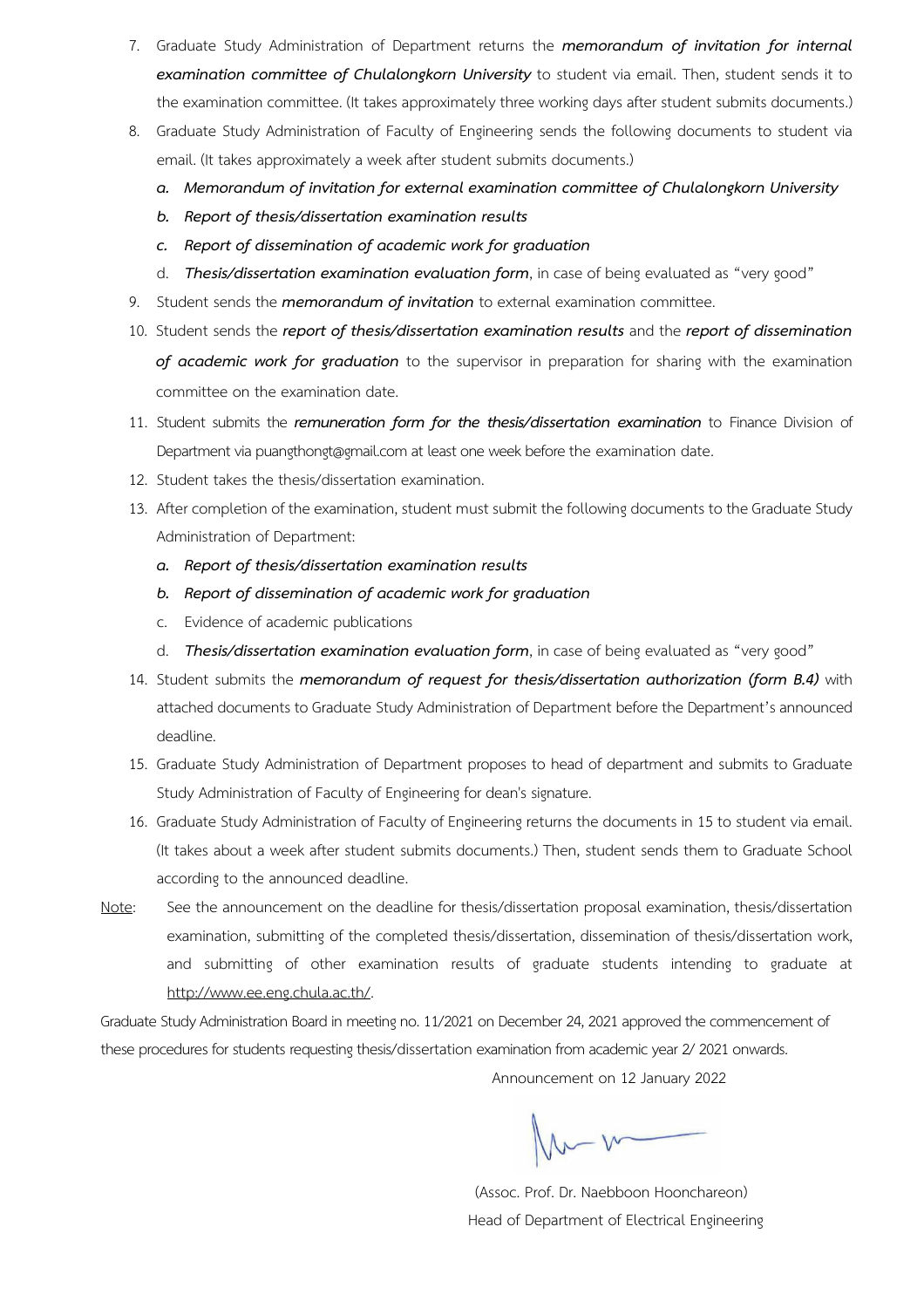7. Graduate Study Administration of Department returns the ***memorandum of invitation for internal examination committee of Chulalongkorn University*** to student via email. Then, student sends it to the examination committee. (It takes approximately three working days after student submits documents.)
8. Graduate Study Administration of Faculty of Engineering sends the following documents to student via email. (It takes approximately a week after student submits documents.)
   a. ***Memorandum of invitation for external examination committee of Chulalongkorn University***
   b. ***Report of thesis/dissertation examination results***
   c. ***Report of dissemination of academic work for graduation***
   d. ***Thesis/dissertation examination evaluation form***, in case of being evaluated as "very good"
9. Student sends the ***memorandum of invitation*** to external examination committee.
10. Student sends the ***report of thesis/dissertation examination results*** and the ***report of dissemination of academic work for graduation*** to the supervisor in preparation for sharing with the examination committee on the examination date.
11. Student submits the ***remuneration form for the thesis/dissertation examination*** to Finance Division of Department via puangthongt@gmail.com at least one week before the examination date.
12. Student takes the thesis/dissertation examination.
13. After completion of the examination, student must submit the following documents to the Graduate Study Administration of Department:
    a. ***Report of thesis/dissertation examination results***
    b. ***Report of dissemination of academic work for graduation***
    c. Evidence of academic publications
    d. ***Thesis/dissertation examination evaluation form***, in case of being evaluated as "very good"
14. Student submits the ***memorandum of request for thesis/dissertation authorization (form B.4)*** with attached documents to Graduate Study Administration of Department before the Department's announced deadline.
15. Graduate Study Administration of Department proposes to head of department and submits to Graduate Study Administration of Faculty of Engineering for dean's signature.
16. Graduate Study Administration of Faculty of Engineering returns the documents in 15 to student via email. (It takes about a week after student submits documents.) Then, student sends them to Graduate School according to the announced deadline.

Note: See the announcement on the deadline for thesis/dissertation proposal examination, thesis/dissertation examination, submitting of the completed thesis/dissertation, dissemination of thesis/dissertation work, and submitting of other examination results of graduate students intending to graduate at http://www.ee.eng.chula.ac.th/.

Graduate Study Administration Board in meeting no. 11/2021 on December 24, 2021 approved the commencement of these procedures for students requesting thesis/dissertation examination from academic year 2/ 2021 onwards.

Announcement on 12 January 2022

(Assoc. Prof. Dr. Naebboon Hoonchareon)
Head of Department of Electrical Engineering